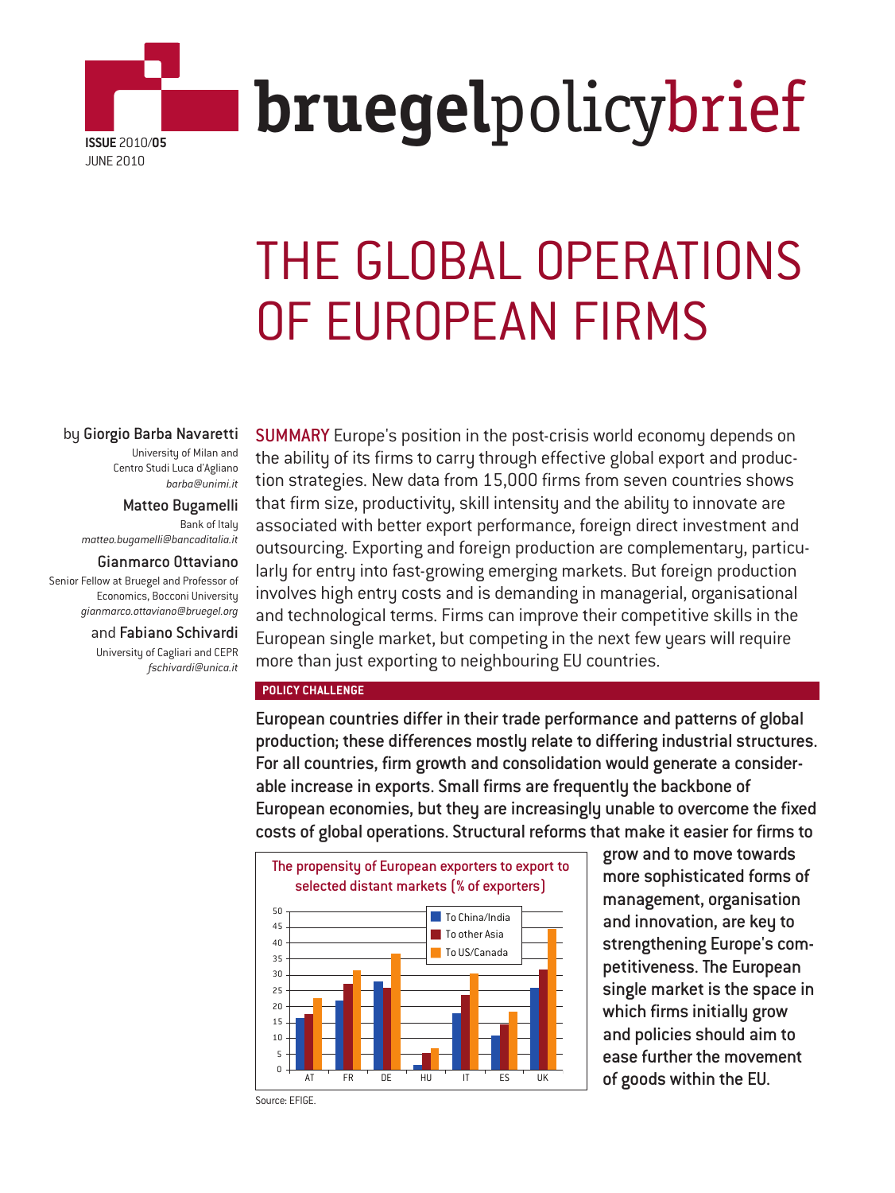**bruegel**policybrief

**ISSUE** 2010/**05**
JUNE 2010

# THE GLOBAL OPERATIONS OF EUROPEAN FIRMS

by **Giorgio Barba Navaretti**
University of Milan and Centro Studi Luca d'Agliano
*barba@unimi.it*

**Matteo Bugamelli**
Bank of Italy
*matteo.bugamelli@bancaditalia.it*

**Gianmarco Ottaviano**
Senior Fellow at Bruegel and Professor of Economics, Bocconi University
*gianmarco.ottaviano@bruegel.org*

and **Fabiano Schivardi**
University of Cagliari and CEPR
*fschivardi@unica.it*

**SUMMARY** Europe's position in the post-crisis world economy depends on the ability of its firms to carry through effective global export and production strategies. New data from 15,000 firms from seven countries shows that firm size, productivity, skill intensity and the ability to innovate are associated with better export performance, foreign direct investment and outsourcing. Exporting and foreign production are complementary, particularly for entry into fast-growing emerging markets. But foreign production involves high entry costs and is demanding in managerial, organisational and technological terms. Firms can improve their competitive skills in the European single market, but competing in the next few years will require more than just exporting to neighbouring EU countries.

**POLICY CHALLENGE**

**European countries differ in their trade performance and patterns of global production; these differences mostly relate to differing industrial structures. For all countries, firm growth and consolidation would generate a considerable increase in exports. Small firms are frequently the backbone of European economies, but they are increasingly unable to overcome the fixed costs of global operations. Structural reforms that make it easier for firms to grow and to move towards more sophisticated forms of management, organisation and innovation, are key to strengthening Europe's competitiveness. The European single market is the space in which firms initially grow and policies should aim to ease further the movement of goods within the EU.**

**The propensity of European exporters to export to selected distant markets (% of exporters)**

| | To China/India | To other Asia | To US/Canada |
|---|---|---|---|
| AT | 16.5 | 17.5 | 22.5 |
| FR | 22 | 27 | 31.5 |
| DE | 28 | 26 | 36.5 |
| HU | 1.5 | 5.5 | 7 |
| IT | 18 | 23.5 | 30.5 |
| ES | 11 | 14.5 | 18.5 |
| UK | 26 | 31.5 | 44.5 |

Source: EFIGE.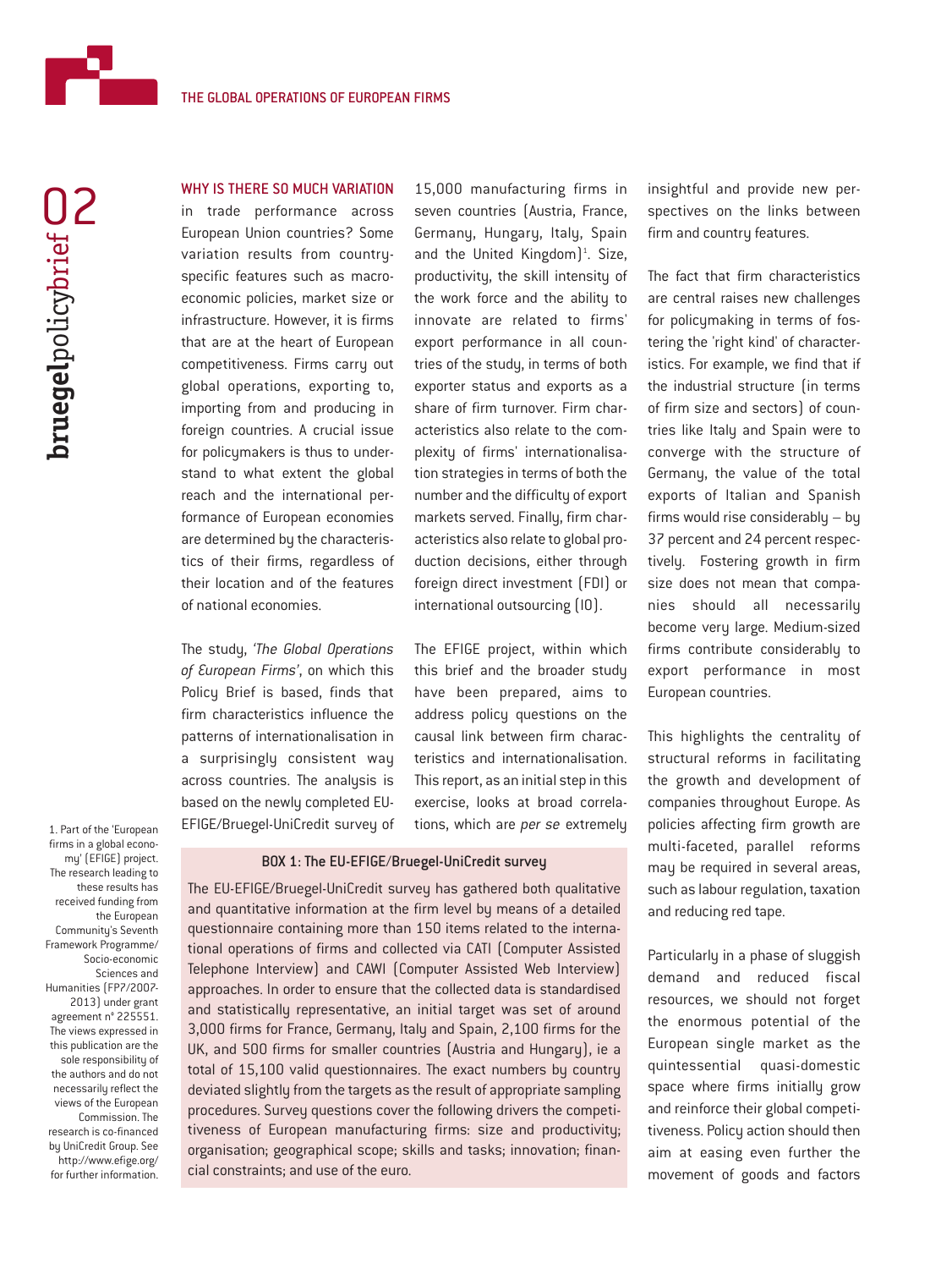WHY IS THERE SO MUCH VARIATION in trade performance across European Union countries? Some variation results from country-specific features such as macroeconomic policies, market size or infrastructure. However, it is firms that are at the heart of European competitiveness. Firms carry out global operations, exporting to, importing from and producing in foreign countries. A crucial issue for policymakers is thus to understand to what extent the global reach and the international performance of European economies are determined by the characteristics of their firms, regardless of their location and of the features of national economies.

The study, *'The Global Operations of European Firms'*, on which this Policy Brief is based, finds that firm characteristics influence the patterns of internationalisation in a surprisingly consistent way across countries. The analysis is based on the newly completed EU-EFIGE/Bruegel-UniCredit survey of 15,000 manufacturing firms in seven countries (Austria, France, Germany, Hungary, Italy, Spain and the United Kingdom)[1]. Size, productivity, the skill intensity of the work force and the ability to innovate are related to firms' export performance in all countries of the study, in terms of both exporter status and exports as a share of firm turnover. Firm characteristics also relate to the complexity of firms' internationalisation strategies in terms of both the number and the difficulty of export markets served. Finally, firm characteristics also relate to global production decisions, either through foreign direct investment (FDI) or international outsourcing (IO).

The EFIGE project, within which this brief and the broader study have been prepared, aims to address policy questions on the causal link between firm characteristics and internationalisation. This report, as an initial step in this exercise, looks at broad correlations, which are *per se* extremely insightful and provide new perspectives on the links between firm and country features.

The fact that firm characteristics are central raises new challenges for policymaking in terms of fostering the 'right kind' of characteristics. For example, we find that if the industrial structure (in terms of firm size and sectors) of countries like Italy and Spain were to converge with the structure of Germany, the value of the total exports of Italian and Spanish firms would rise considerably – by 37 percent and 24 percent respectively. Fostering growth in firm size does not mean that companies should all necessarily become very large. Medium-sized firms contribute considerably to export performance in most European countries.

This highlights the centrality of structural reforms in facilitating the growth and development of companies throughout Europe. As policies affecting firm growth are multi-faceted, parallel reforms may be required in several areas, such as labour regulation, taxation and reducing red tape.

Particularly in a phase of sluggish demand and reduced fiscal resources, we should not forget the enormous potential of the European single market as the quintessential quasi-domestic space where firms initially grow and reinforce their global competitiveness. Policy action should then aim at easing even further the movement of goods and factors

### BOX 1: The EU-EFIGE/Bruegel-UniCredit survey

The EU-EFIGE/Bruegel-UniCredit survey has gathered both qualitative and quantitative information at the firm level by means of a detailed questionnaire containing more than 150 items related to the international operations of firms and collected via CATI (Computer Assisted Telephone Interview) and CAWI (Computer Assisted Web Interview) approaches. In order to ensure that the collected data is standardised and statistically representative, an initial target was set of around 3,000 firms for France, Germany, Italy and Spain, 2,100 firms for the UK, and 500 firms for smaller countries (Austria and Hungary), ie a total of 15,100 valid questionnaires. The exact numbers by country deviated slightly from the targets as the result of appropriate sampling procedures. Survey questions cover the following drivers the competitiveness of European manufacturing firms: size and productivity; organisation; geographical scope; skills and tasks; innovation; financial constraints; and use of the euro.

1. Part of the 'European firms in a global economy' (EFIGE) project. The research leading to these results has received funding from the European Community's Seventh Framework Programme/ Socio-economic Sciences and Humanities (FP7/2007-2013) under grant agreement n° 225551. The views expressed in this publication are the sole responsibility of the authors and do not necessarily reflect the views of the European Commission. The research is co-financed by UniCredit Group. See http://www.efige.org/ for further information.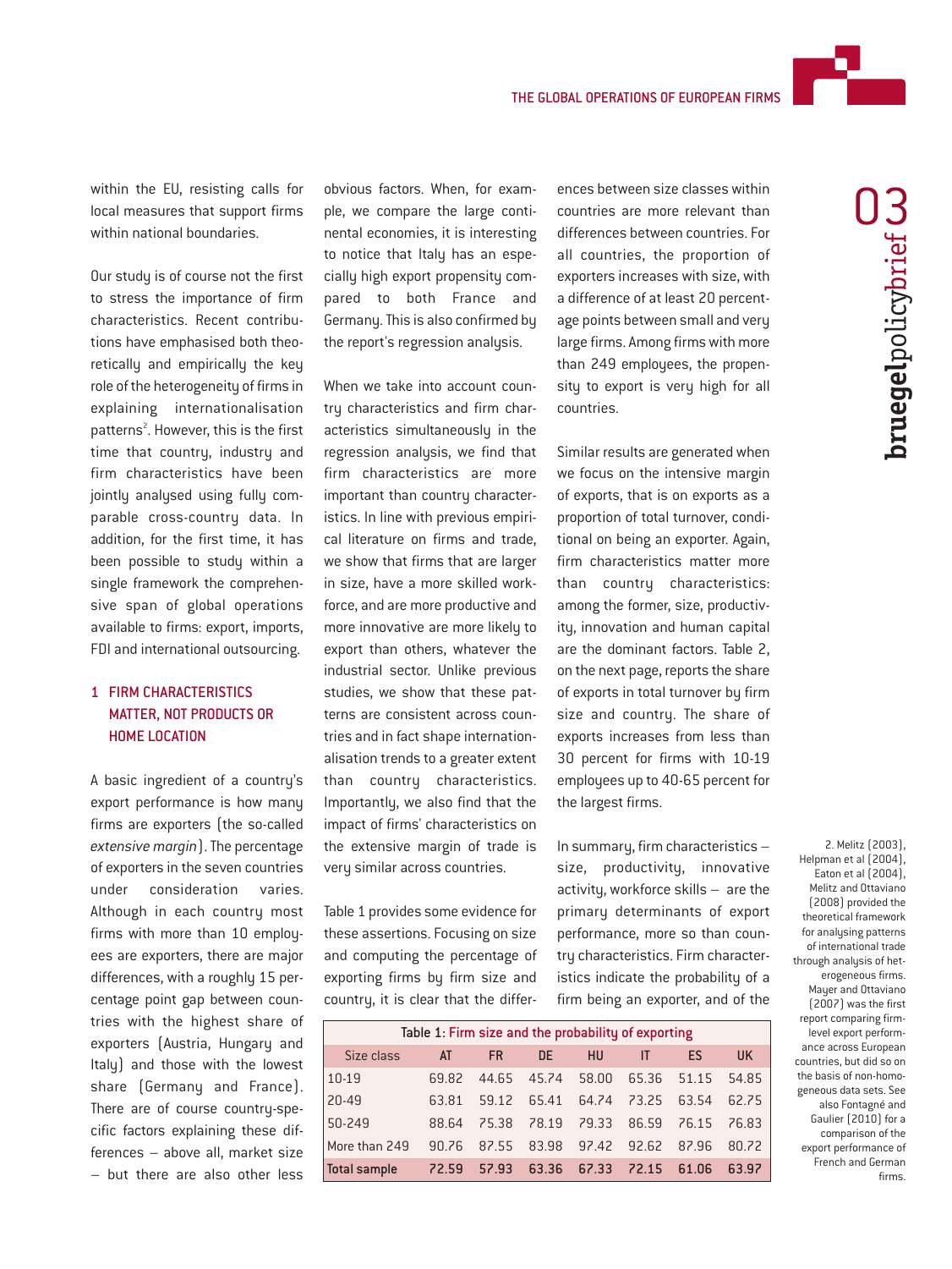within the EU, resisting calls for local measures that support firms within national boundaries.

Our study is of course not the first to stress the importance of firm characteristics. Recent contributions have emphasised both theoretically and empirically the key role of the heterogeneity of firms in explaining internationalisation patterns[2]. However, this is the first time that country, industry and firm characteristics have been jointly analysed using fully comparable cross-country data. In addition, for the first time, it has been possible to study within a single framework the comprehensive span of global operations available to firms: export, imports, FDI and international outsourcing.

## 1 FIRM CHARACTERISTICS MATTER, NOT PRODUCTS OR HOME LOCATION

A basic ingredient of a country's export performance is how many firms are exporters (the so-called *extensive margin*). The percentage of exporters in the seven countries under consideration varies. Although in each country most firms with more than 10 employees are exporters, there are major differences, with a roughly 15 percentage point gap between countries with the highest share of exporters (Austria, Hungary and Italy) and those with the lowest share (Germany and France). There are of course country-specific factors explaining these differences – above all, market size – but there are also other less obvious factors. When, for example, we compare the large continental economies, it is interesting to notice that Italy has an especially high export propensity compared to both France and Germany. This is also confirmed by the report's regression analysis.

When we take into account country characteristics and firm characteristics simultaneously in the regression analysis, we find that firm characteristics are more important than country characteristics. In line with previous empirical literature on firms and trade, we show that firms that are larger in size, have a more skilled workforce, and are more productive and more innovative are more likely to export than others, whatever the industrial sector. Unlike previous studies, we show that these patterns are consistent across countries and in fact shape internationalisation trends to a greater extent than country characteristics. Importantly, we also find that the impact of firms' characteristics on the extensive margin of trade is very similar across countries.

Table 1 provides some evidence for these assertions. Focusing on size and computing the percentage of exporting firms by firm size and country, it is clear that the differences between size classes within countries are more relevant than differences between countries. For all countries, the proportion of exporters increases with size, with a difference of at least 20 percentage points between small and very large firms. Among firms with more than 249 employees, the propensity to export is very high for all countries.

Similar results are generated when we focus on the intensive margin of exports, that is on exports as a proportion of total turnover, conditional on being an exporter. Again, firm characteristics matter more than country characteristics: among the former, size, productivity, innovation and human capital are the dominant factors. Table 2, on the next page, reports the share of exports in total turnover by firm size and country. The share of exports increases from less than 30 percent for firms with 10-19 employees up to 40-65 percent for the largest firms.

In summary, firm characteristics – size, productivity, innovative activity, workforce skills – are the primary determinants of export performance, more so than country characteristics. Firm characteristics indicate the probability of a firm being an exporter, and of the

**Table 1: Firm size and the probability of exporting**

| Size class | AT | FR | DE | HU | IT | ES | UK |
|---|---|---|---|---|---|---|---|
| 10-19 | 69.82 | 44.65 | 45.74 | 58.00 | 65.36 | 51.15 | 54.85 |
| 20-49 | 63.81 | 59.12 | 65.41 | 64.74 | 73.25 | 63.54 | 62.75 |
| 50-249 | 88.64 | 75.38 | 78.19 | 79.33 | 86.59 | 76.15 | 76.83 |
| More than 249 | 90.76 | 87.55 | 83.98 | 97.42 | 92.62 | 87.96 | 80.72 |
| **Total sample** | **72.59** | **57.93** | **63.36** | **67.33** | **72.15** | **61.06** | **63.97** |

2. Melitz (2003), Helpman et al (2004), Eaton et al (2004), Melitz and Ottaviano (2008) provided the theoretical framework for analysing patterns of international trade through analysis of heterogeneous firms. Mayer and Ottaviano (2007) was the first report comparing firm-level export performance across European countries, but did so on the basis of non-homogeneous data sets. See also Fontagné and Gaulier (2010) for a comparison of the export performance of French and German firms.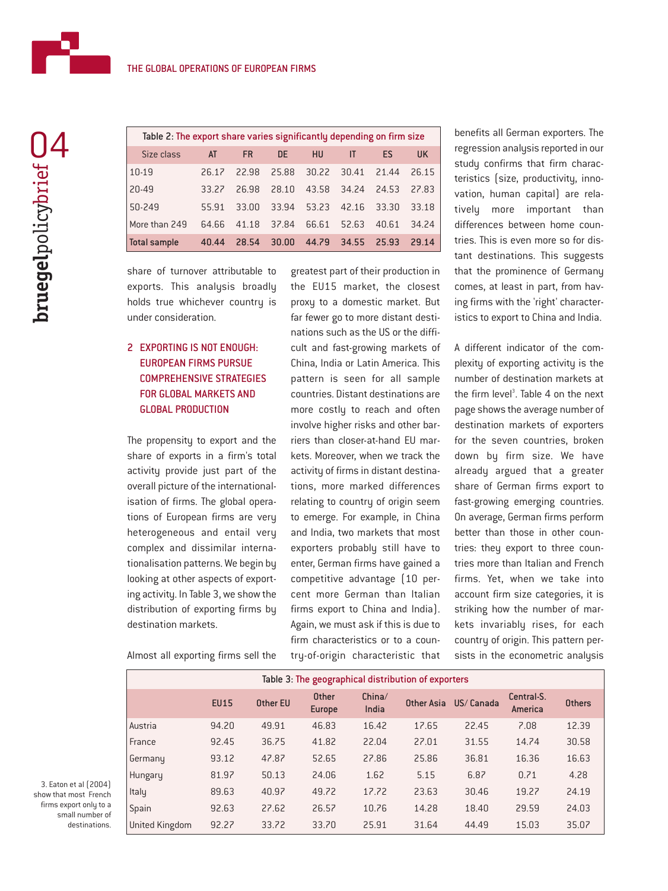| Table 2: The export share varies significantly depending on firm size | | | | | | | |
|---|---|---|---|---|---|---|---|
| Size class | AT | FR | DE | HU | IT | ES | UK |
| 10-19 | 26.17 | 22.98 | 25.88 | 30.22 | 30.41 | 21.44 | 26.15 |
| 20-49 | 33.27 | 26.98 | 28.10 | 43.58 | 34.24 | 24.53 | 27.83 |
| 50-249 | 55.91 | 33.00 | 33.94 | 53.23 | 42.16 | 33.30 | 33.18 |
| More than 249 | 64.66 | 41.18 | 37.84 | 66.61 | 52.63 | 40.61 | 34.24 |
| **Total sample** | **40.44** | **28.54** | **30.00** | **44.79** | **34.55** | **25.93** | **29.14** |

share of turnover attributable to exports. This analysis broadly holds true whichever country is under consideration.

## 2 EXPORTING IS NOT ENOUGH: EUROPEAN FIRMS PURSUE COMPREHENSIVE STRATEGIES FOR GLOBAL MARKETS AND GLOBAL PRODUCTION

The propensity to export and the share of exports in a firm's total activity provide just part of the overall picture of the internationalisation of firms. The global operations of European firms are very heterogeneous and entail very complex and dissimilar internationalisation patterns. We begin by looking at other aspects of exporting activity. In Table 3, we show the distribution of exporting firms by destination markets.

Almost all exporting firms sell the greatest part of their production in the EU15 market, the closest proxy to a domestic market. But far fewer go to more distant destinations such as the US or the difficult and fast-growing markets of China, India or Latin America. This pattern is seen for all sample countries. Distant destinations are more costly to reach and often involve higher risks and other barriers than closer-at-hand EU markets. Moreover, when we track the activity of firms in distant destinations, more marked differences relating to country of origin seem to emerge. For example, in China and India, two markets that most exporters probably still have to enter, German firms have gained a competitive advantage (10 percent more German than Italian firms export to China and India). Again, we must ask if this is due to firm characteristics or to a country-of-origin characteristic that benefits all German exporters. The regression analysis reported in our study confirms that firm characteristics (size, productivity, innovation, human capital) are relatively more important than differences between home countries. This is even more so for distant destinations. This suggests that the prominence of Germany comes, at least in part, from having firms with the 'right' characteristics to export to China and India.

A different indicator of the complexity of exporting activity is the number of destination markets at the firm level[3]. Table 4 on the next page shows the average number of destination markets of exporters for the seven countries, broken down by firm size. We have already argued that a greater share of German firms export to fast-growing emerging countries. On average, German firms perform better than those in other countries: they export to three countries more than Italian and French firms. Yet, when we take into account firm size categories, it is striking how the number of markets invariably rises, for each country of origin. This pattern persists in the econometric analysis

| Table 3: The geographical distribution of exporters | | | | | | | | |
|---|---|---|---|---|---|---|---|---|
| | EU15 | Other EU | Other Europe | China/ India | Other Asia | US/ Canada | Central-S. America | Others |
| Austria | 94.20 | 49.91 | 46.83 | 16.42 | 17.65 | 22.45 | 7.08 | 12.39 |
| France | 92.45 | 36.75 | 41.82 | 22.04 | 27.01 | 31.55 | 14.74 | 30.58 |
| Germany | 93.12 | 47.87 | 52.65 | 27.86 | 25.86 | 36.81 | 16.36 | 16.63 |
| Hungary | 81.97 | 50.13 | 24.06 | 1.62 | 5.15 | 6.87 | 0.71 | 4.28 |
| Italy | 89.63 | 40.97 | 49.72 | 17.72 | 23.63 | 30.46 | 19.27 | 24.19 |
| Spain | 92.63 | 27.62 | 26.57 | 10.76 | 14.28 | 18.40 | 29.59 | 24.03 |
| United Kingdom | 92.27 | 33.72 | 33.70 | 25.91 | 31.64 | 44.49 | 15.03 | 35.07 |

3. Eaton et al (2004) show that most French firms export only to a small number of destinations.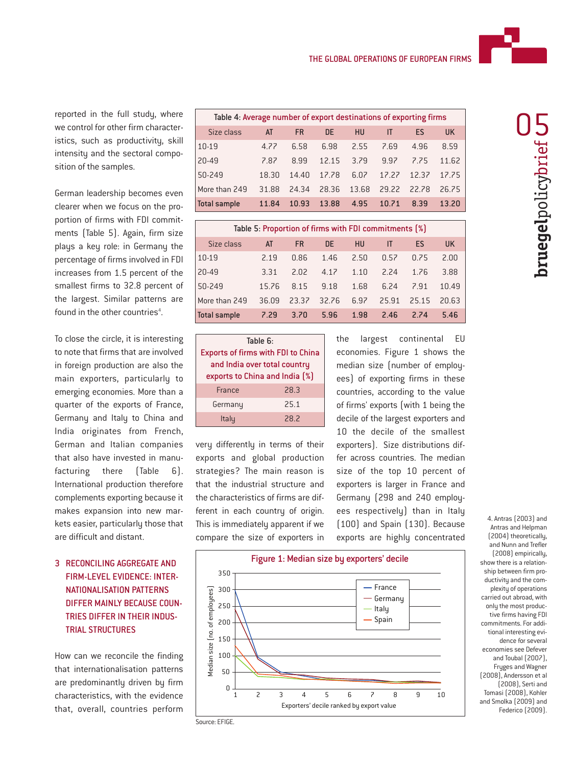reported in the full study, where we control for other firm characteristics, such as productivity, skill intensity and the sectoral composition of the samples.

German leadership becomes even clearer when we focus on the proportion of firms with FDI commitments (Table 5). Again, firm size plays a key role: in Germany the percentage of firms involved in FDI increases from 1.5 percent of the smallest firms to 32.8 percent of the largest. Similar patterns are found in the other countries[4].

To close the circle, it is interesting to note that firms that are involved in foreign production are also the main exporters, particularly to emerging economies. More than a quarter of the exports of France, Germany and Italy to China and India originates from French, German and Italian companies that also have invested in manufacturing there (Table 6). International production therefore complements exporting because it makes expansion into new markets easier, particularly those that are difficult and distant.

**Table 4: Average number of export destinations of exporting firms**

| Size class | AT | FR | DE | HU | IT | ES | UK |
|---|---|---|---|---|---|---|---|
| 10-19 | 4.77 | 6.58 | 6.98 | 2.55 | 7.69 | 4.96 | 8.59 |
| 20-49 | 7.87 | 8.99 | 12.15 | 3.79 | 9.97 | 7.75 | 11.62 |
| 50-249 | 18.30 | 14.40 | 17.78 | 6.07 | 17.27 | 12.37 | 17.75 |
| More than 249 | 31.88 | 24.34 | 28.36 | 13.68 | 29.22 | 22.78 | 26.75 |
| **Total sample** | **11.84** | **10.93** | **13.88** | **4.95** | **10.71** | **8.39** | **13.20** |

**Table 5: Proportion of firms with FDI commitments (%)**

| Size class | AT | FR | DE | HU | IT | ES | UK |
|---|---|---|---|---|---|---|---|
| 10-19 | 2.19 | 0.86 | 1.46 | 2.50 | 0.57 | 0.75 | 2.00 |
| 20-49 | 3.31 | 2.02 | 4.17 | 1.10 | 2.24 | 1.76 | 3.88 |
| 50-249 | 15.76 | 8.15 | 9.18 | 1.68 | 6.24 | 7.91 | 10.49 |
| More than 249 | 36.09 | 23.37 | 32.76 | 6.97 | 25.91 | 25.15 | 20.63 |
| **Total sample** | **7.29** | **3.70** | **5.96** | **1.98** | **2.46** | **2.74** | **5.46** |

**Table 6: Exports of firms with FDI to China and India over total country exports to China and India (%)**

| Country | % |
|---|---|
| France | 28.3 |
| Germany | 25.1 |
| Italy | 28.2 |

## 3 RECONCILING AGGREGATE AND FIRM-LEVEL EVIDENCE: INTERNATIONALISATION PATTERNS DIFFER MAINLY BECAUSE COUNTRIES DIFFER IN THEIR INDUSTRIAL STRUCTURES

How can we reconcile the finding that internationalisation patterns are predominantly driven by firm characteristics, with the evidence that, overall, countries perform very differently in terms of their exports and global production strategies? The main reason is that the industrial structure and the characteristics of firms are different in each country of origin. This is immediately apparent if we compare the size of exporters in the largest continental EU economies. Figure 1 shows the median size (number of employees) of exporting firms in these countries, according to the value of firms' exports (with 1 being the decile of the largest exporters and 10 the decile of the smallest exporters). Size distributions differ across countries. The median size of the top 10 percent of exporters is larger in France and Germany (298 and 240 employees respectively) than in Italy (100) and Spain (130). Because exports are highly concentrated

**Figure 1: Median size by exporters' decile**

Source: EFIGE.

4. Antras (2003) and Antras and Helpman (2004) theoretically, and Nunn and Trefler (2008) empirically, show there is a relationship between firm productivity and the complexity of operations carried out abroad, with only the most productive firms having FDI commitments. For additional interesting evidence for several economies see Defever and Toubal (2007), Fryges and Wagner (2008), Andersson et al (2008), Serti and Tomasi (2008), Kohler and Smolka (2009) and Federico (2009).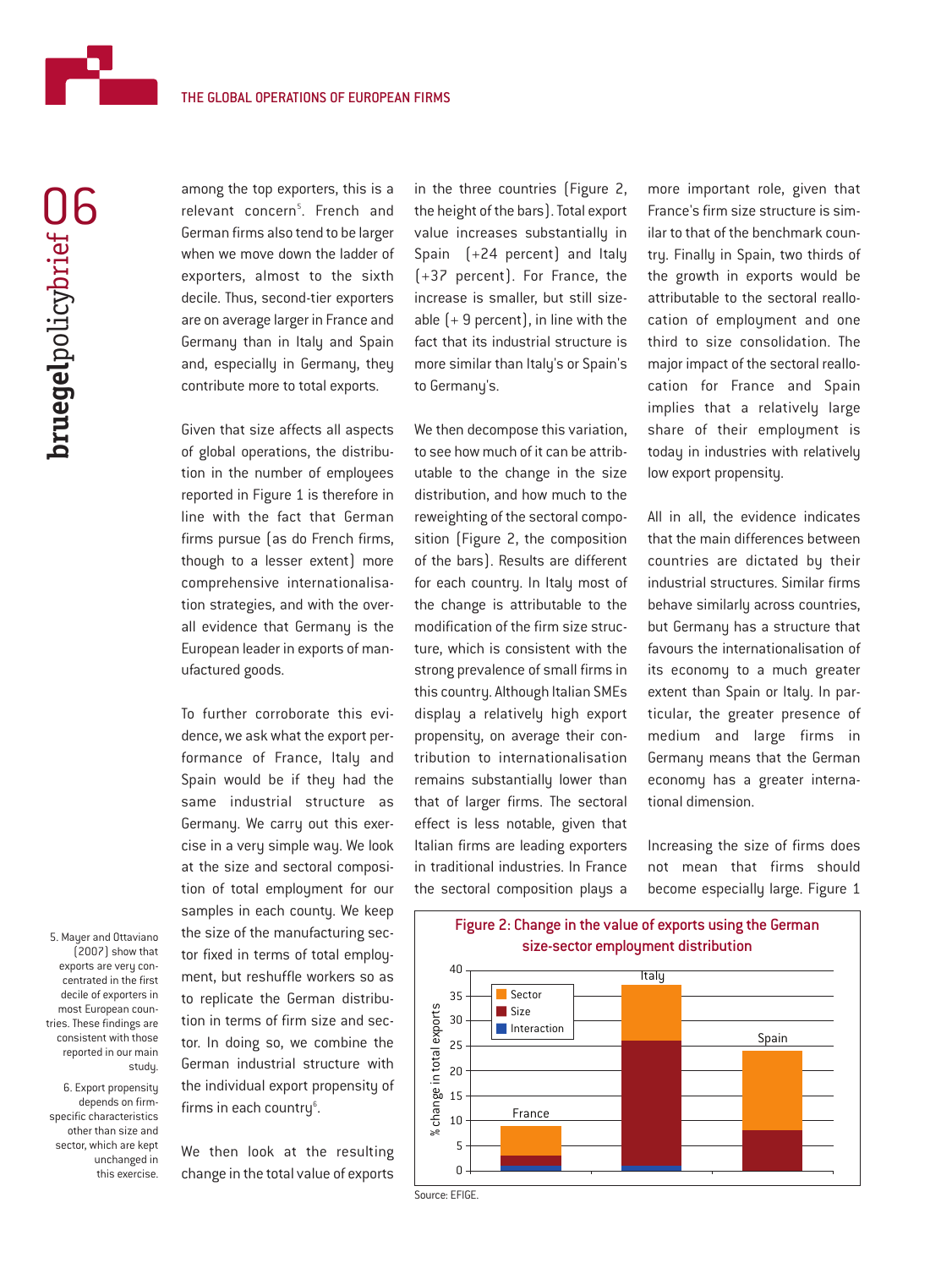among the top exporters, this is a relevant concern[5]. French and German firms also tend to be larger when we move down the ladder of exporters, almost to the sixth decile. Thus, second-tier exporters are on average larger in France and Germany than in Italy and Spain and, especially in Germany, they contribute more to total exports.

Given that size affects all aspects of global operations, the distribution in the number of employees reported in Figure 1 is therefore in line with the fact that German firms pursue (as do French firms, though to a lesser extent) more comprehensive internationalisation strategies, and with the overall evidence that Germany is the European leader in exports of manufactured goods.

To further corroborate this evidence, we ask what the export performance of France, Italy and Spain would be if they had the same industrial structure as Germany. We carry out this exercise in a very simple way. We look at the size and sectoral composition of total employment for our samples in each county. We keep the size of the manufacturing sector fixed in terms of total employment, but reshuffle workers so as to replicate the German distribution in terms of firm size and sector. In doing so, we combine the German industrial structure with the individual export propensity of firms in each country[6].

We then look at the resulting change in the total value of exports in the three countries (Figure 2, the height of the bars). Total export value increases substantially in Spain (+24 percent) and Italy (+37 percent). For France, the increase is smaller, but still sizeable (+ 9 percent), in line with the fact that its industrial structure is more similar than Italy's or Spain's to Germany's.

We then decompose this variation, to see how much of it can be attributable to the change in the size distribution, and how much to the reweighting of the sectoral composition (Figure 2, the composition of the bars). Results are different for each country. In Italy most of the change is attributable to the modification of the firm size structure, which is consistent with the strong prevalence of small firms in this country. Although Italian SMEs display a relatively high export propensity, on average their contribution to internationalisation remains substantially lower than that of larger firms. The sectoral effect is less notable, given that Italian firms are leading exporters in traditional industries. In France the sectoral composition plays a more important role, given that France's firm size structure is similar to that of the benchmark country. Finally in Spain, two thirds of the growth in exports would be attributable to the sectoral reallocation of employment and one third to size consolidation. The major impact of the sectoral reallocation for France and Spain implies that a relatively large share of their employment is today in industries with relatively low export propensity.

All in all, the evidence indicates that the main differences between countries are dictated by their industrial structures. Similar firms behave similarly across countries, but Germany has a structure that favours the internationalisation of its economy to a much greater extent than Spain or Italy. In particular, the greater presence of medium and large firms in Germany means that the German economy has a greater international dimension.

Increasing the size of firms does not mean that firms should become especially large. Figure 1

**Figure 2: Change in the value of exports using the German size-sector employment distribution**

Source: EFIGE.

5. Mayer and Ottaviano (2007) show that exports are very concentrated in the first decile of exporters in most European countries. These findings are consistent with those reported in our main study.

6. Export propensity depends on firm-specific characteristics other than size and sector, which are kept unchanged in this exercise.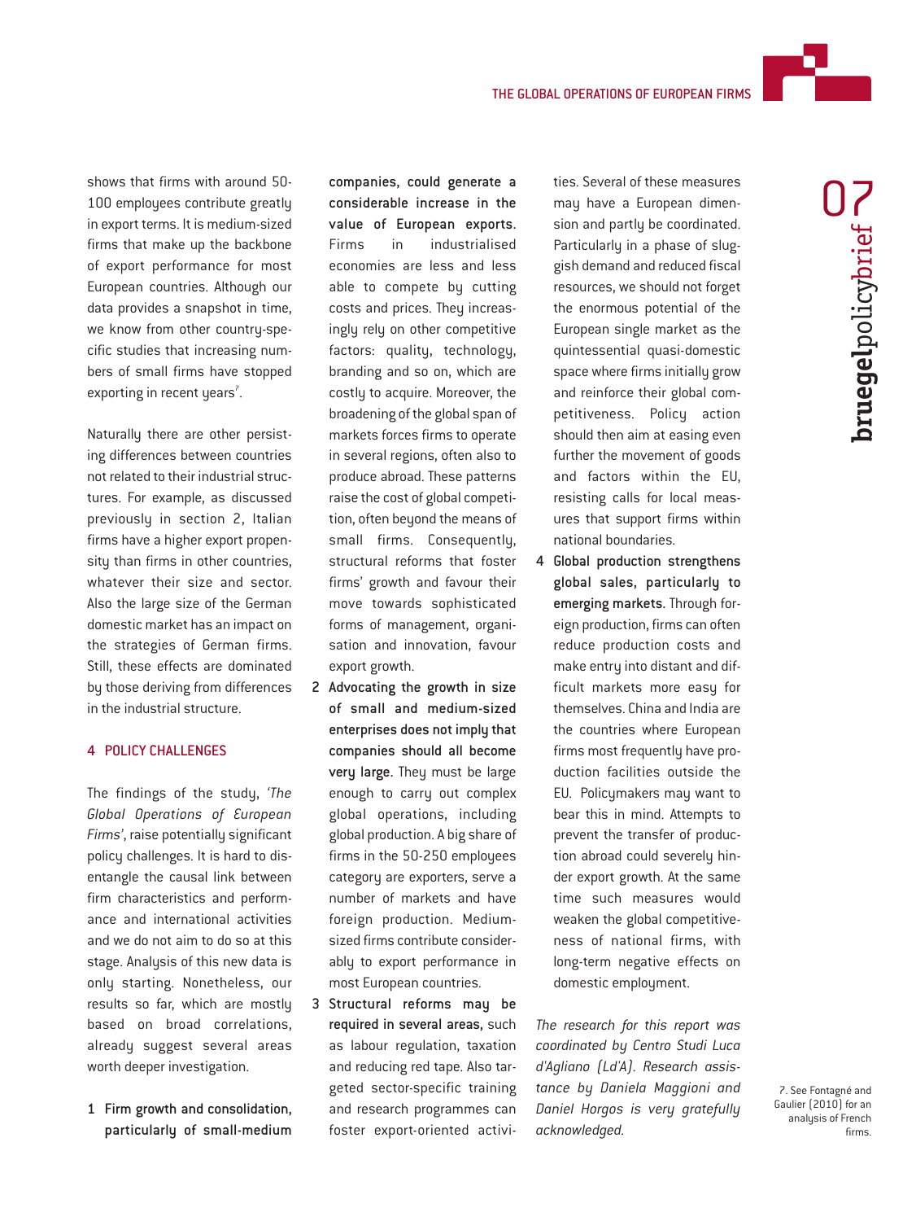shows that firms with around 50-100 employees contribute greatly in export terms. It is medium-sized firms that make up the backbone of export performance for most European countries. Although our data provides a snapshot in time, we know from other country-specific studies that increasing numbers of small firms have stopped exporting in recent years[7].

Naturally there are other persisting differences between countries not related to their industrial structures. For example, as discussed previously in section 2, Italian firms have a higher export propensity than firms in other countries, whatever their size and sector. Also the large size of the German domestic market has an impact on the strategies of German firms. Still, these effects are dominated by those deriving from differences in the industrial structure.

## 4 POLICY CHALLENGES

The findings of the study, *'The Global Operations of European Firms'*, raise potentially significant policy challenges. It is hard to disentangle the causal link between firm characteristics and performance and international activities and we do not aim to do so at this stage. Analysis of this new data is only starting. Nonetheless, our results so far, which are mostly based on broad correlations, already suggest several areas worth deeper investigation.

1. **Firm growth and consolidation, particularly of small-medium companies, could generate a considerable increase in the value of European exports.** Firms in industrialised economies are less and less able to compete by cutting costs and prices. They increasingly rely on other competitive factors: quality, technology, branding and so on, which are costly to acquire. Moreover, the broadening of the global span of markets forces firms to operate in several regions, often also to produce abroad. These patterns raise the cost of global competition, often beyond the means of small firms. Consequently, structural reforms that foster firms' growth and favour their move towards sophisticated forms of management, organisation and innovation, favour export growth.
2. **Advocating the growth in size of small and medium-sized enterprises does not imply that companies should all become very large.** They must be large enough to carry out complex global operations, including global production. A big share of firms in the 50-250 employees category are exporters, serve a number of markets and have foreign production. Medium-sized firms contribute considerably to export performance in most European countries.
3. **Structural reforms may be required in several areas,** such as labour regulation, taxation and reducing red tape. Also targeted sector-specific training and research programmes can foster export-oriented activities. Several of these measures may have a European dimension and partly be coordinated. Particularly in a phase of sluggish demand and reduced fiscal resources, we should not forget the enormous potential of the European single market as the quintessential quasi-domestic space where firms initially grow and reinforce their global competitiveness. Policy action should then aim at easing even further the movement of goods and factors within the EU, resisting calls for local measures that support firms within national boundaries.
4. **Global production strengthens global sales, particularly to emerging markets.** Through foreign production, firms can often reduce production costs and make entry into distant and difficult markets more easy for themselves. China and India are the countries where European firms most frequently have production facilities outside the EU. Policymakers may want to bear this in mind. Attempts to prevent the transfer of production abroad could severely hinder export growth. At the same time such measures would weaken the global competitiveness of national firms, with long-term negative effects on domestic employment.

*The research for this report was coordinated by Centro Studi Luca d'Agliano (Ld'A). Research assistance by Daniela Maggioni and Daniel Horgos is very gratefully acknowledged.*

7. See Fontagné and Gaulier (2010) for an analysis of French firms.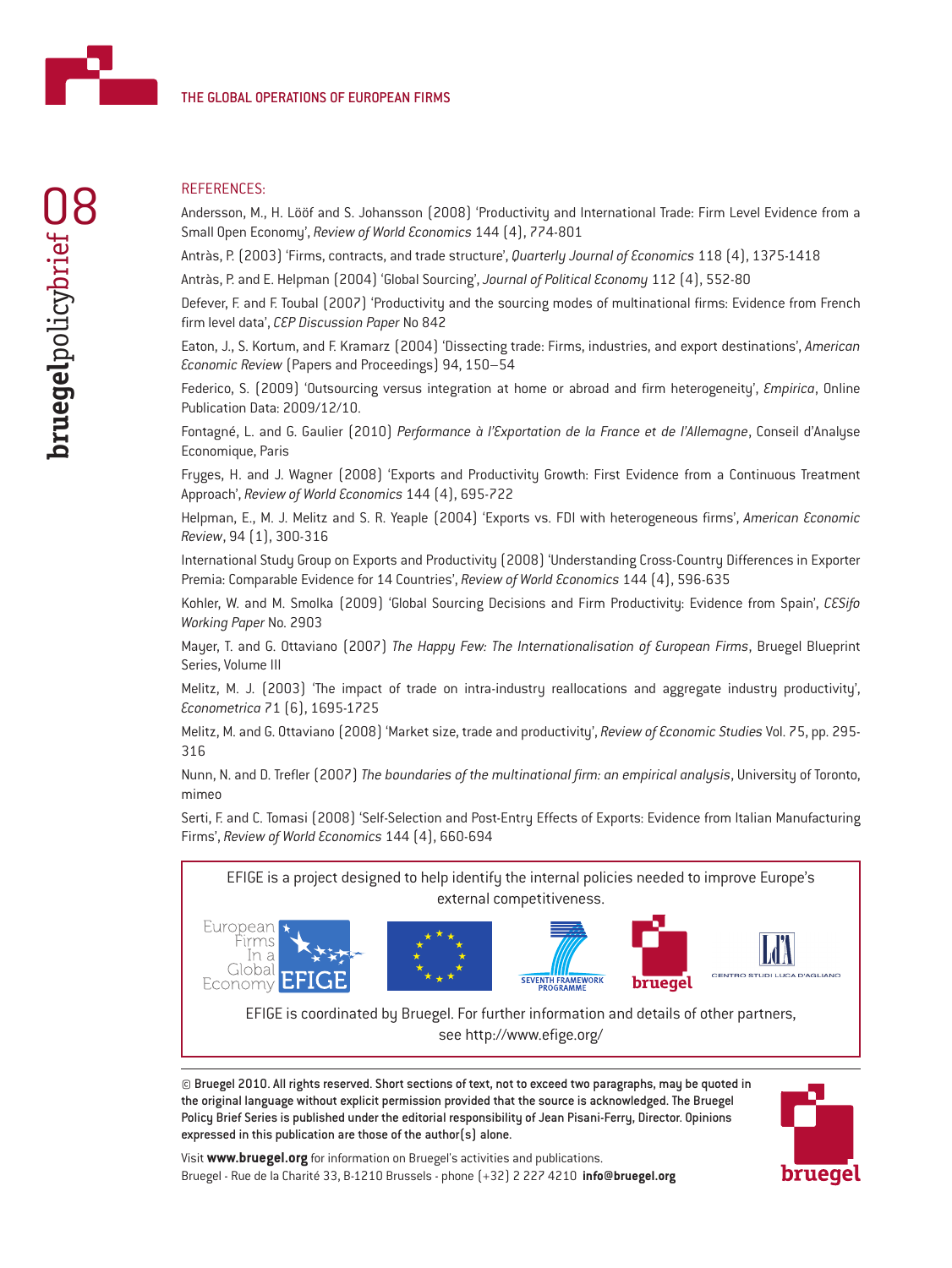## REFERENCES:

Andersson, M., H. Lööf and S. Johansson (2008) 'Productivity and International Trade: Firm Level Evidence from a Small Open Economy', *Review of World Economics* 144 (4), 774-801

Antràs, P. (2003) 'Firms, contracts, and trade structure', *Quarterly Journal of Economics* 118 (4), 1375-1418

Antràs, P. and E. Helpman (2004) 'Global Sourcing', *Journal of Political Economy* 112 (4), 552-80

Defever, F. and F. Toubal (2007) 'Productivity and the sourcing modes of multinational firms: Evidence from French firm level data', *CEP Discussion Paper* No 842

Eaton, J., S. Kortum, and F. Kramarz (2004) 'Dissecting trade: Firms, industries, and export destinations', *American Economic Review* (Papers and Proceedings) 94, 150–54

Federico, S. (2009) 'Outsourcing versus integration at home or abroad and firm heterogeneity', *Empirica*, Online Publication Data: 2009/12/10.

Fontagné, L. and G. Gaulier (2010) *Performance à l'Exportation de la France et de l'Allemagne*, Conseil d'Analyse Economique, Paris

Fryges, H. and J. Wagner (2008) 'Exports and Productivity Growth: First Evidence from a Continuous Treatment Approach', *Review of World Economics* 144 (4), 695-722

Helpman, E., M. J. Melitz and S. R. Yeaple (2004) 'Exports vs. FDI with heterogeneous firms', *American Economic Review*, 94 (1), 300-316

International Study Group on Exports and Productivity (2008) 'Understanding Cross-Country Differences in Exporter Premia: Comparable Evidence for 14 Countries', *Review of World Economics* 144 (4), 596-635

Kohler, W. and M. Smolka (2009) 'Global Sourcing Decisions and Firm Productivity: Evidence from Spain', *CESifo Working Paper* No. 2903

Mayer, T. and G. Ottaviano (2007) *The Happy Few: The Internationalisation of European Firms*, Bruegel Blueprint Series, Volume III

Melitz, M. J. (2003) 'The impact of trade on intra-industry reallocations and aggregate industry productivity', *Econometrica* 71 (6), 1695-1725

Melitz, M. and G. Ottaviano (2008) 'Market size, trade and productivity', *Review of Economic Studies* Vol. 75, pp. 295-316

Nunn, N. and D. Trefler (2007) *The boundaries of the multinational firm: an empirical analysis*, University of Toronto, mimeo

Serti, F. and C. Tomasi (2008) 'Self-Selection and Post-Entry Effects of Exports: Evidence from Italian Manufacturing Firms', *Review of World Economics* 144 (4), 660-694

EFIGE is a project designed to help identify the internal policies needed to improve Europe's external competitiveness.

European Firms In a Global Economy EFIGE

SEVENTH FRAMEWORK PROGRAMME

bruegel

CENTRO STUDI LUCA D'AGLIANO

EFIGE is coordinated by Bruegel. For further information and details of other partners, see http://www.efige.org/

© Bruegel 2010. All rights reserved. Short sections of text, not to exceed two paragraphs, may be quoted in the original language without explicit permission provided that the source is acknowledged. The Bruegel Policy Brief Series is published under the editorial responsibility of Jean Pisani-Ferry, Director. Opinions expressed in this publication are those of the author(s) alone.

Visit **www.bruegel.org** for information on Bruegel's activities and publications.
Bruegel - Rue de la Charité 33, B-1210 Brussels - phone (+32) 2 227 4210 **info@bruegel.org**